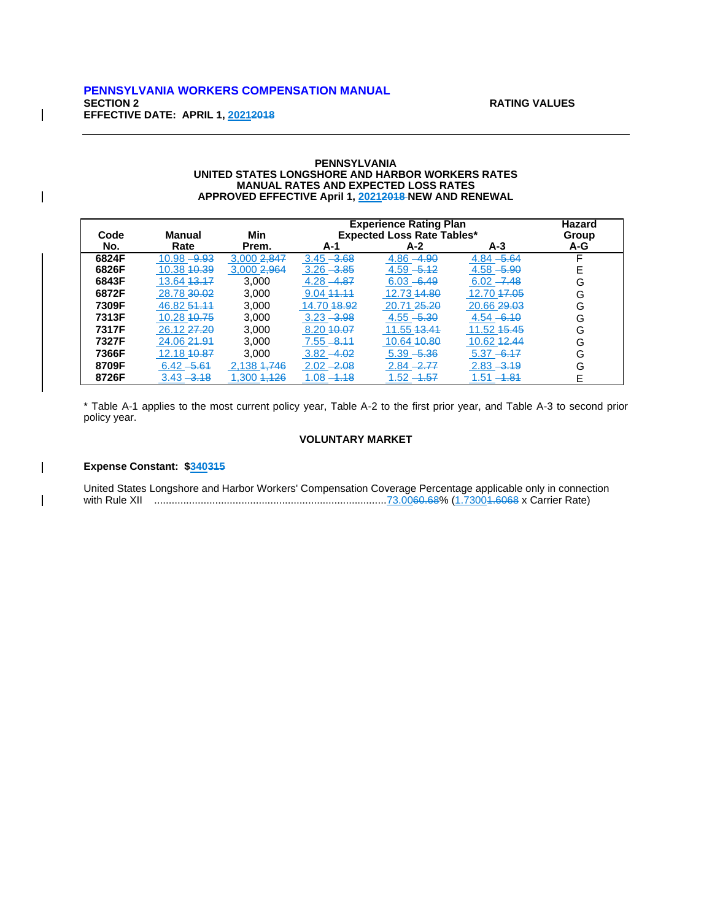**PENNSYLVANIA**
**UNITED STATES LONGSHORE AND HARBOR WORKERS RATES**
**MANUAL RATES AND EXPECTED LOSS RATES**
**APPROVED EFFECTIVE April 1, 2021~~2018~~ NEW AND RENEWAL**

| Code No. | Manual Rate | Min Prem. | Experience Rating Plan Expected Loss Rate Tables* | | | Hazard Group A-G |
|---|---|---|---|---|---|---|
| | | | A-1 | A-2 | A-3 | |
| 6824F | 10.98 ~~9.93~~ | 3,000 ~~2,847~~ | 3.45 ~~3.68~~ | 4.86 ~~4.90~~ | 4.84 ~~5.64~~ | F |
| 6826F | 10.38 ~~10.39~~ | 3,000 ~~2,964~~ | 3.26 ~~3.85~~ | 4.59 ~~5.12~~ | 4.58 ~~5.90~~ | E |
| 6843F | 13.64 ~~13.17~~ | 3,000 | 4.28 ~~4.87~~ | 6.03 ~~6.49~~ | 6.02 ~~7.48~~ | G |
| 6872F | 28.78 ~~30.02~~ | 3,000 | 9.04 ~~11.11~~ | 12.73 ~~14.80~~ | 12.70 ~~17.05~~ | G |
| 7309F | 46.82 ~~51.11~~ | 3,000 | 14.70 ~~18.92~~ | 20.71 ~~25.20~~ | 20.66 ~~29.03~~ | G |
| 7313F | 10.28 ~~10.75~~ | 3,000 | 3.23 ~~3.98~~ | 4.55 ~~5.30~~ | 4.54 ~~6.10~~ | G |
| 7317F | 26.12 ~~27.20~~ | 3,000 | 8.20 ~~10.07~~ | 11.55 ~~13.41~~ | 11.52 ~~15.45~~ | G |
| 7327F | 24.06 ~~21.91~~ | 3,000 | 7.55 ~~8.11~~ | 10.64 ~~10.80~~ | 10.62 ~~12.44~~ | G |
| 7366F | 12.18 ~~10.87~~ | 3,000 | 3.82 ~~4.02~~ | 5.39 ~~5.36~~ | 5.37 ~~6.17~~ | G |
| 8709F | 6.42 ~~5.61~~ | 2,138 ~~1,746~~ | 2.02 ~~2.08~~ | 2.84 ~~2.77~~ | 2.83 ~~3.19~~ | G |
| 8726F | 3.43 ~~3.18~~ | 1,300 ~~1,126~~ | 1.08 ~~1.18~~ | 1.52 ~~1.57~~ | 1.51 ~~1.81~~ | E |

* Table A-1 applies to the most current policy year, Table A-2 to the first prior year, and Table A-3 to second prior policy year.

**VOLUNTARY MARKET**

**Expense Constant: $340~~315~~**

United States Longshore and Harbor Workers' Compensation Coverage Percentage applicable only in connection with Rule XII ................................................................................73.00~~60.68~~% (1.7300~~1.6068~~ x Carrier Rate)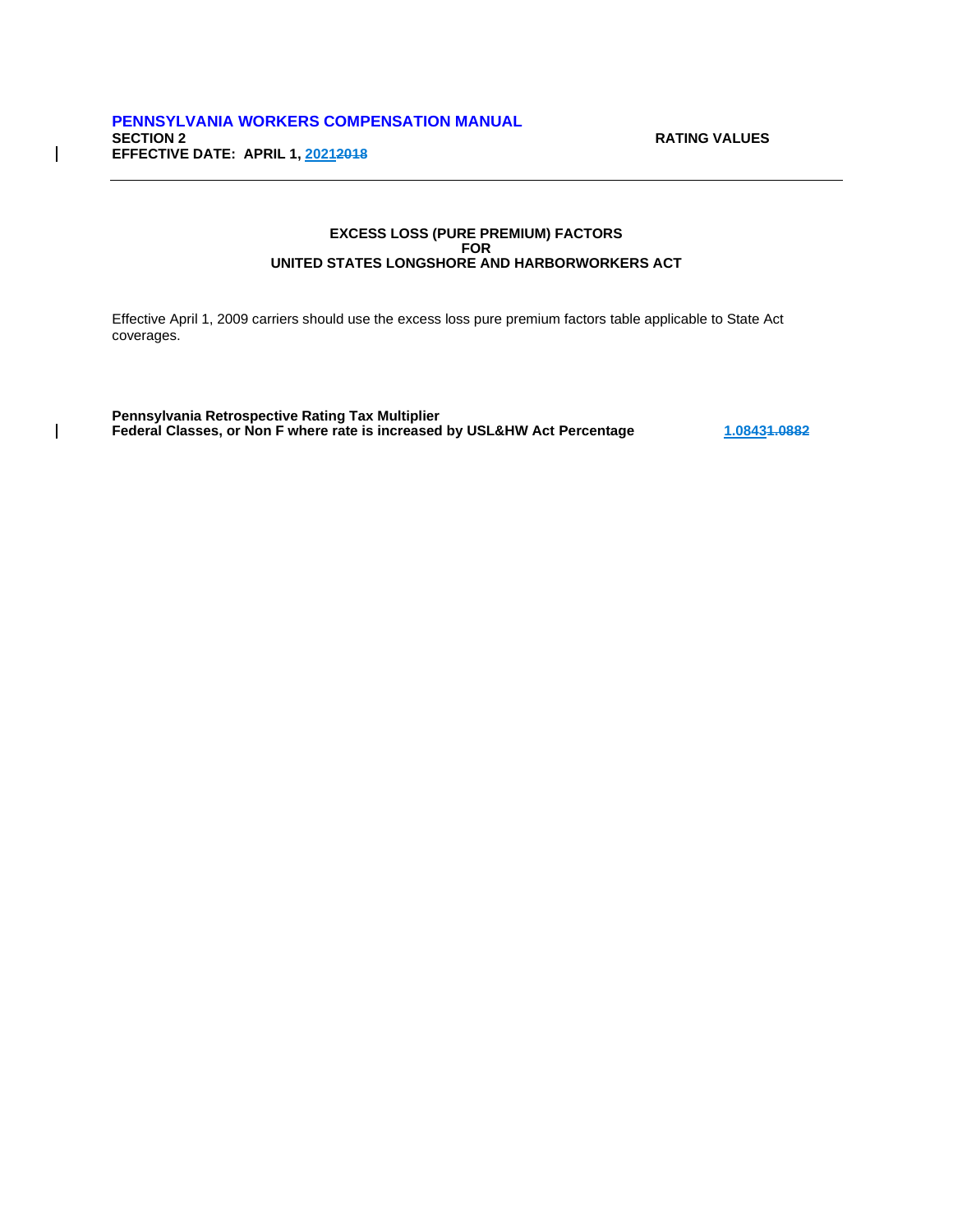**PENNSYLVANIA WORKERS COMPENSATION MANUAL**
**SECTION 2** **RATING VALUES**
**EFFECTIVE DATE: APRIL 1, ~~2018~~ 2021**

---

### EXCESS LOSS (PURE PREMIUM) FACTORS
### FOR
### UNITED STATES LONGSHORE AND HARBORWORKERS ACT

Effective April 1, 2009 carriers should use the excess loss pure premium factors table applicable to State Act coverages.

**Pennsylvania Retrospective Rating Tax Multiplier**
**Federal Classes, or Non F where rate is increased by USL&HW Act Percentage** **1.0843 ~~1.0882~~**